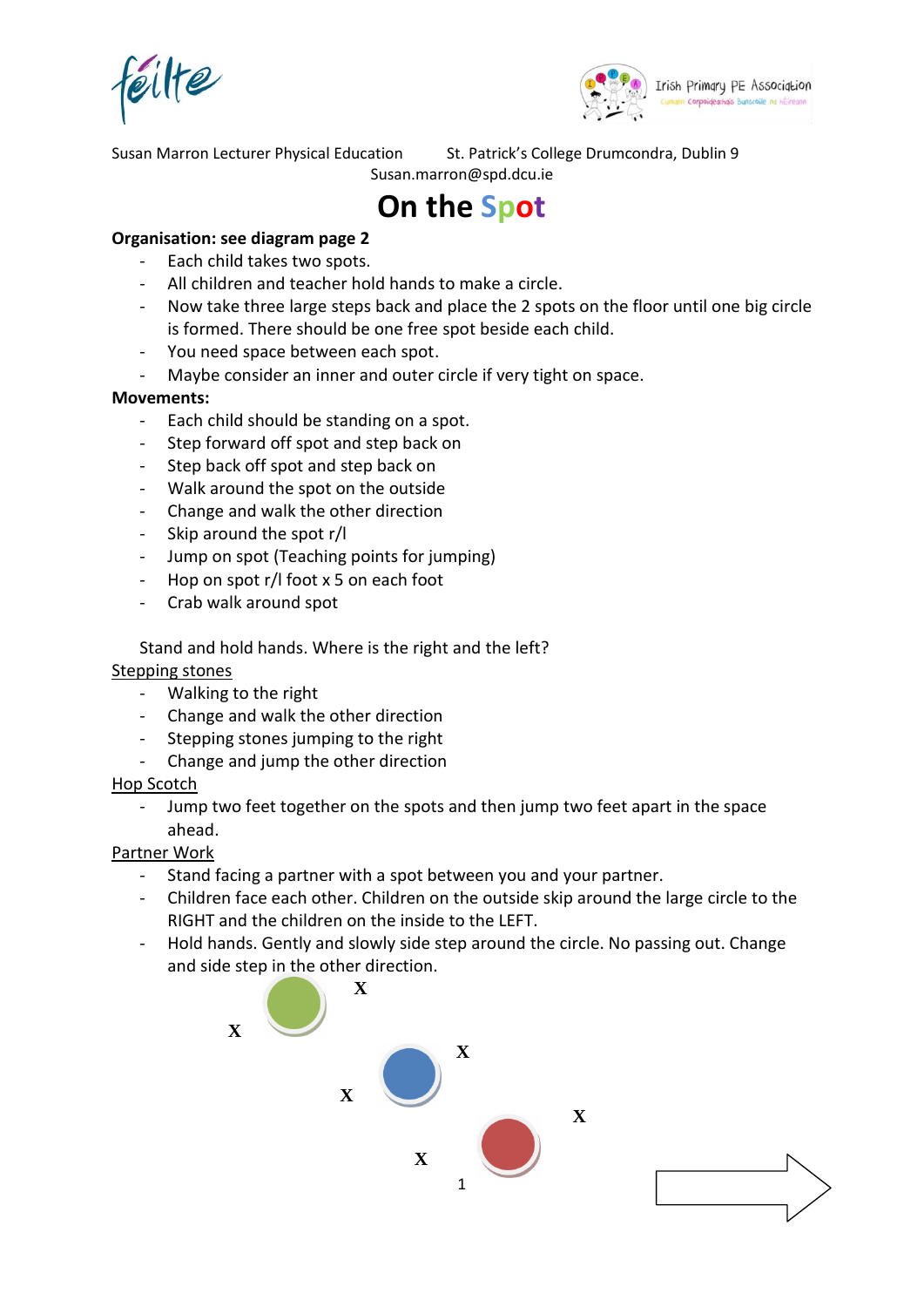Susan Marron Lecturer Physical Education St. Patrick's College Drumcondra, Dublin 9
Susan.marron@spd.dcu.ie

# On the Spot

**Organisation: see diagram page 2**

- Each child takes two spots.
- All children and teacher hold hands to make a circle.
- Now take three large steps back and place the 2 spots on the floor until one big circle is formed. There should be one free spot beside each child.
- You need space between each spot.
- Maybe consider an inner and outer circle if very tight on space.

**Movements:**

- Each child should be standing on a spot.
- Step forward off spot and step back on
- Step back off spot and step back on
- Walk around the spot on the outside
- Change and walk the other direction
- Skip around the spot r/l
- Jump on spot (Teaching points for jumping)
- Hop on spot r/l foot x 5 on each foot
- Crab walk around spot

Stand and hold hands. Where is the right and the left?

<u>Stepping stones</u>

- Walking to the right
- Change and walk the other direction
- Stepping stones jumping to the right
- Change and jump the other direction

<u>Hop Scotch</u>

- Jump two feet together on the spots and then jump two feet apart in the space ahead.

<u>Partner Work</u>

- Stand facing a partner with a spot between you and your partner.
- Children face each other. Children on the outside skip around the large circle to the RIGHT and the children on the inside to the LEFT.
- Hold hands. Gently and slowly side step around the circle. No passing out. Change and side step in the other direction.

X X X X X X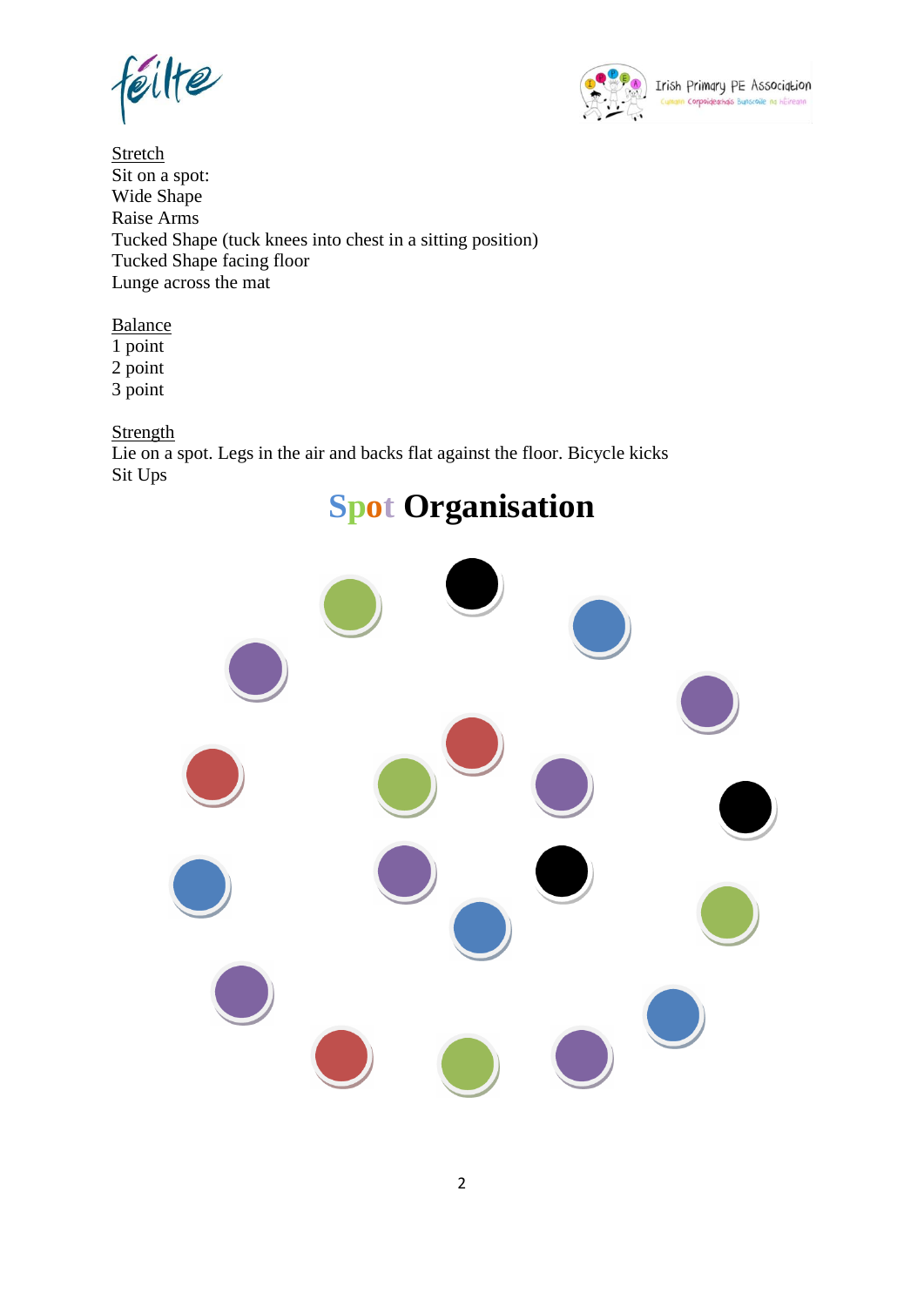Stretch

Sit on a spot:
Wide Shape
Raise Arms
Tucked Shape (tuck knees into chest in a sitting position)
Tucked Shape facing floor
Lunge across the mat

Balance

1 point
2 point
3 point

Strength

Lie on a spot. Legs in the air and backs flat against the floor. Bicycle kicks
Sit Ups

## Spot Organisation